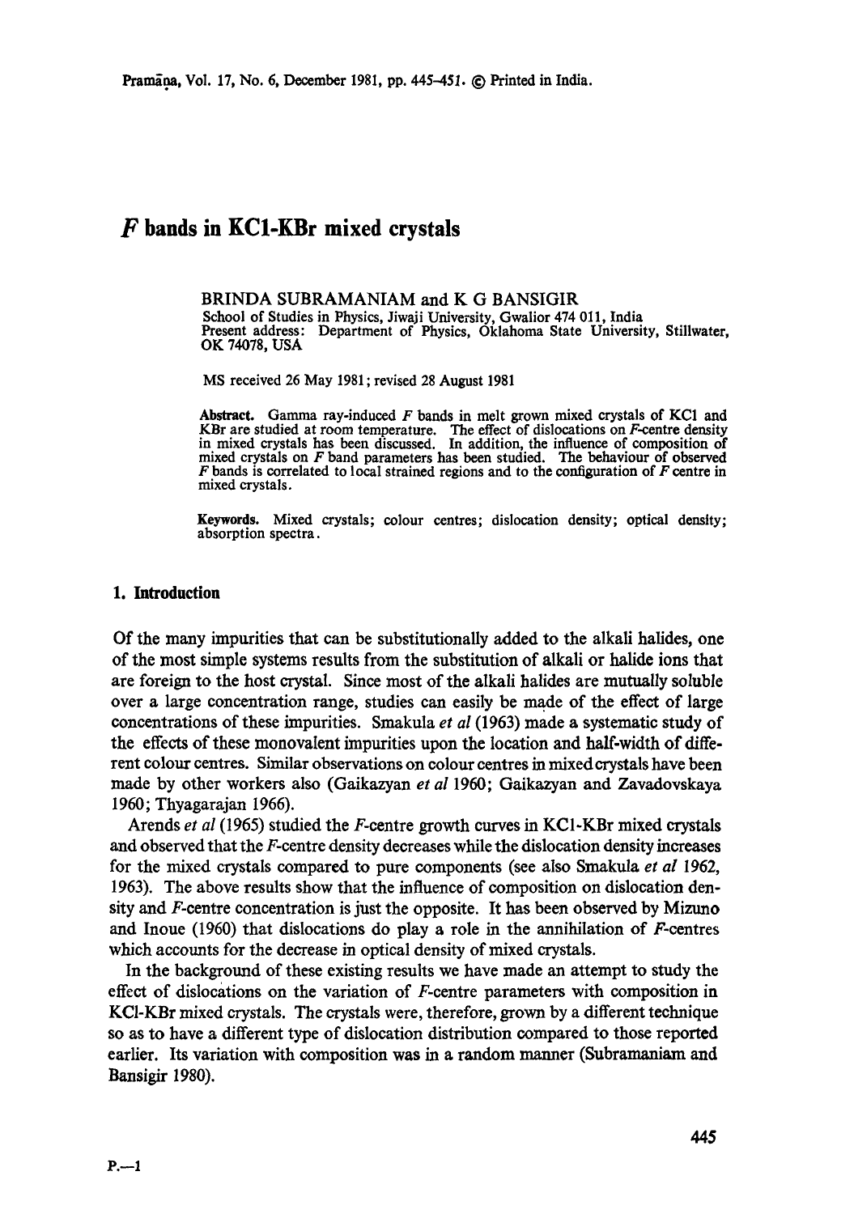# *F* bands in KCl-KBr mixed crystals

BRINDA SUBRAMANIAM and K G BANSIGIR
School of Studies in Physics, Jiwaji University, Gwalior 474 011, India
Present address: Department of Physics, Oklahoma State University, Stillwater, OK 74078, USA

MS received 26 May 1981; revised 28 August 1981

**Abstract.** Gamma ray-induced *F* bands in melt grown mixed crystals of KCl and KBr are studied at room temperature. The effect of dislocations on *F*-centre density in mixed crystals has been discussed. In addition, the influence of composition of mixed crystals on *F* band parameters has been studied. The behaviour of observed *F* bands is correlated to local strained regions and to the configuration of *F* centre in mixed crystals.

**Keywords.** Mixed crystals; colour centres; dislocation density; optical density; absorption spectra.

## 1. Introduction

Of the many impurities that can be substitutionally added to the alkali halides, one of the most simple systems results from the substitution of alkali or halide ions that are foreign to the host crystal. Since most of the alkali halides are mutually soluble over a large concentration range, studies can easily be made of the effect of large concentrations of these impurities. Smakula *et al* (1963) made a systematic study of the effects of these monovalent impurities upon the location and half-width of different colour centres. Similar observations on colour centres in mixed crystals have been made by other workers also (Gaikazyan *et al* 1960; Gaikazyan and Zavadovskaya 1960; Thyagarajan 1966).

Arends *et al* (1965) studied the *F*-centre growth curves in KCl-KBr mixed crystals and observed that the *F*-centre density decreases while the dislocation density increases for the mixed crystals compared to pure components (see also Smakula *et al* 1962, 1963). The above results show that the influence of composition on dislocation density and *F*-centre concentration is just the opposite. It has been observed by Mizuno and Inoue (1960) that dislocations do play a role in the annihilation of *F*-centres which accounts for the decrease in optical density of mixed crystals.

In the background of these existing results we have made an attempt to study the effect of dislocations on the variation of *F*-centre parameters with composition in KCl-KBr mixed crystals. The crystals were, therefore, grown by a different technique so as to have a different type of dislocation distribution compared to those reported earlier. Its variation with composition was in a random manner (Subramaniam and Bansigir 1980).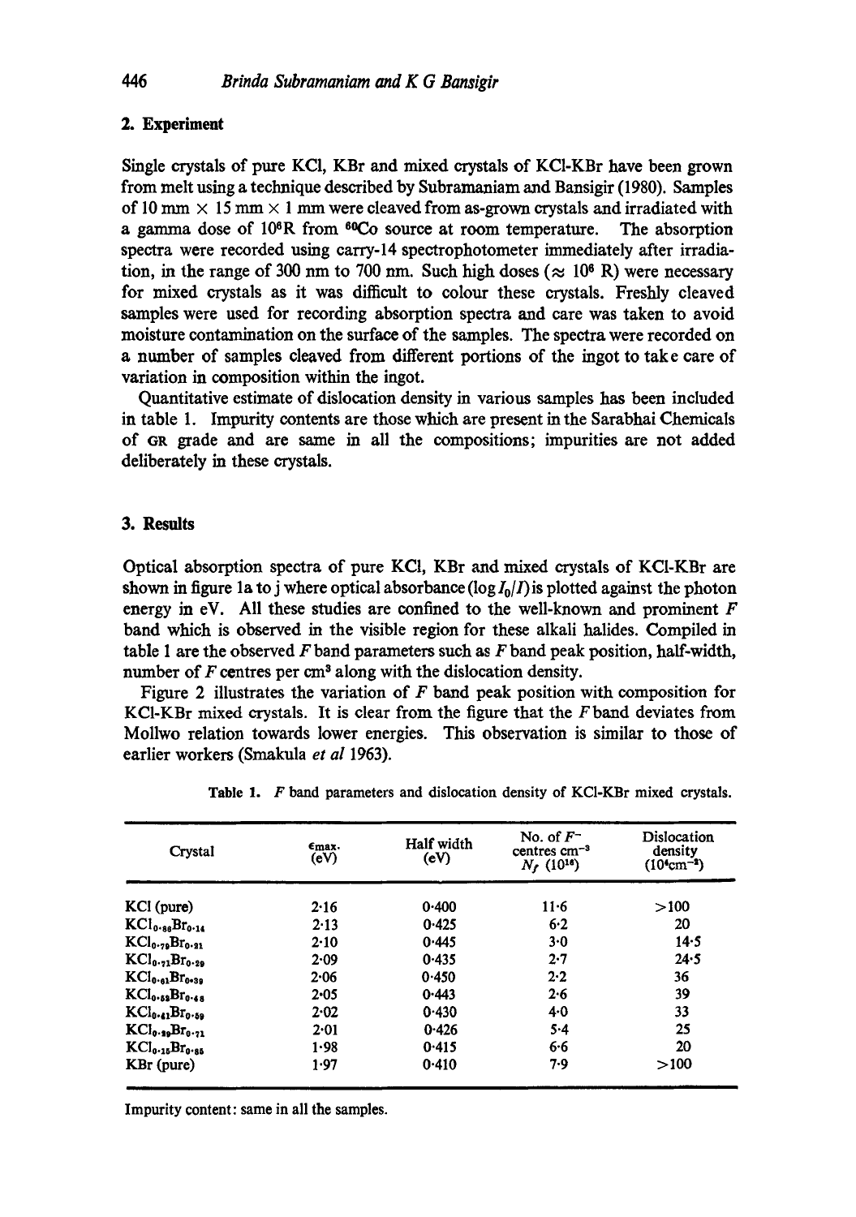## 2. Experiment

Single crystals of pure KCl, KBr and mixed crystals of KCl-KBr have been grown from melt using a technique described by Subramaniam and Bansigir (1980). Samples of 10 mm × 15 mm × 1 mm were cleaved from as-grown crystals and irradiated with a gamma dose of $10^6$R from $^{60}$Co source at room temperature. The absorption spectra were recorded using carry-14 spectrophotometer immediately after irradiation, in the range of 300 nm to 700 nm. Such high doses ($\approx 10^6$ R) were necessary for mixed crystals as it was difficult to colour these crystals. Freshly cleaved samples were used for recording absorption spectra and care was taken to avoid moisture contamination on the surface of the samples. The spectra were recorded on a number of samples cleaved from different portions of the ingot to take care of variation in composition within the ingot.

Quantitative estimate of dislocation density in various samples has been included in table 1. Impurity contents are those which are present in the Sarabhai Chemicals of GR grade and are same in all the compositions; impurities are not added deliberately in these crystals.

## 3. Results

Optical absorption spectra of pure KCl, KBr and mixed crystals of KCl-KBr are shown in figure 1a to j where optical absorbance ($\log I_0/I$) is plotted against the photon energy in eV. All these studies are confined to the well-known and prominent *F* band which is observed in the visible region for these alkali halides. Compiled in table 1 are the observed *F* band parameters such as *F* band peak position, half-width, number of *F* centres per cm$^3$ along with the dislocation density.

Figure 2 illustrates the variation of *F* band peak position with composition for KCl-KBr mixed crystals. It is clear from the figure that the *F* band deviates from Mollwo relation towards lower energies. This observation is similar to those of earlier workers (Smakula *et al* 1963).

**Table 1.** *F* band parameters and dislocation density of KCl-KBr mixed crystals.

| Crystal | $\epsilon_{max.}$ (eV) | Half width (eV) | No. of $F^-$ centres cm$^{-3}$ $N_f$ ($10^{16}$) | Dislocation density ($10^4$cm$^{-2}$) |
|---|---|---|---|---|
| KCl (pure) | 2·16 | 0·400 | 11·6 | >100 |
| $KCl_{0.86}Br_{0.14}$ | 2·13 | 0·425 | 6·2 | 20 |
| $KCl_{0.79}Br_{0.21}$ | 2·10 | 0·445 | 3·0 | 14·5 |
| $KCl_{0.71}Br_{0.29}$ | 2·09 | 0·435 | 2·7 | 24·5 |
| $KCl_{0.61}Br_{0.39}$ | 2·06 | 0·450 | 2·2 | 36 |
| $KCl_{0.52}Br_{0.48}$ | 2·05 | 0·443 | 2·6 | 39 |
| $KCl_{0.41}Br_{0.59}$ | 2·02 | 0·430 | 4·0 | 33 |
| $KCl_{0.29}Br_{0.71}$ | 2·01 | 0·426 | 5·4 | 25 |
| $KCl_{0.15}Br_{0.85}$ | 1·98 | 0·415 | 6·6 | 20 |
| KBr (pure) | 1·97 | 0·410 | 7·9 | >100 |

Impurity content: same in all the samples.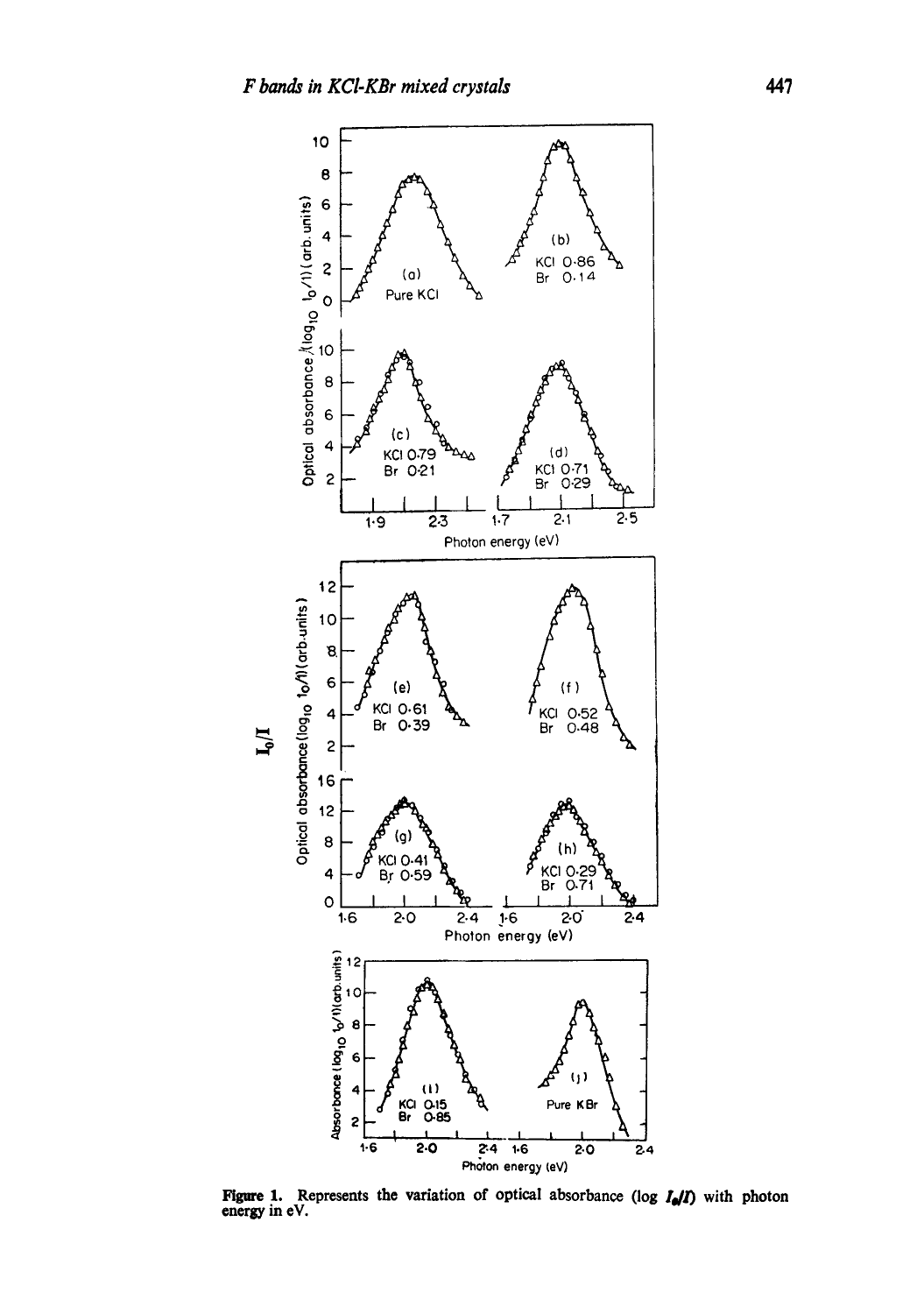**Figure 1.** Represents the variation of optical absorbance (log $I_0/I$) with photon energy in eV.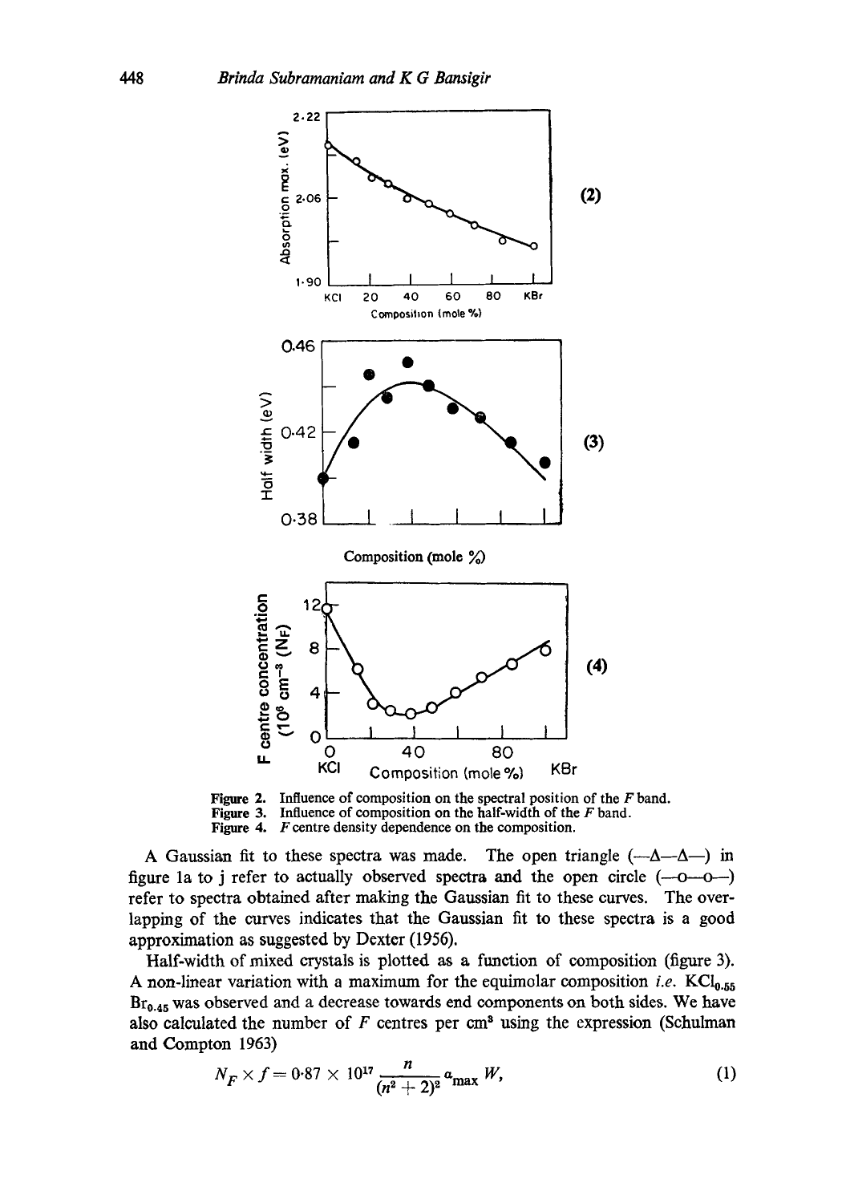Figure 2. Influence of composition on the spectral position of the $F$ band.
Figure 3. Influence of composition on the half-width of the $F$ band.
Figure 4. $F$ centre density dependence on the composition.

A Gaussian fit to these spectra was made. The open triangle (—Δ—Δ—) in figure 1a to j refer to actually observed spectra and the open circle (—o—o—) refer to spectra obtained after making the Gaussian fit to these curves. The overlapping of the curves indicates that the Gaussian fit to these spectra is a good approximation as suggested by Dexter (1956).

Half-width of mixed crystals is plotted as a function of composition (figure 3). A non-linear variation with a maximum for the equimolar composition *i.e.* $KCl_{0.55}Br_{0.45}$ was observed and a decrease towards end components on both sides. We have also calculated the number of $F$ centres per cm$^3$ using the expression (Schulman and Compton 1963)

$$N_F \times f = 0.87 \times 10^{17} \frac{n}{(n^2+2)^2} a_{\max} W, \tag{1}$$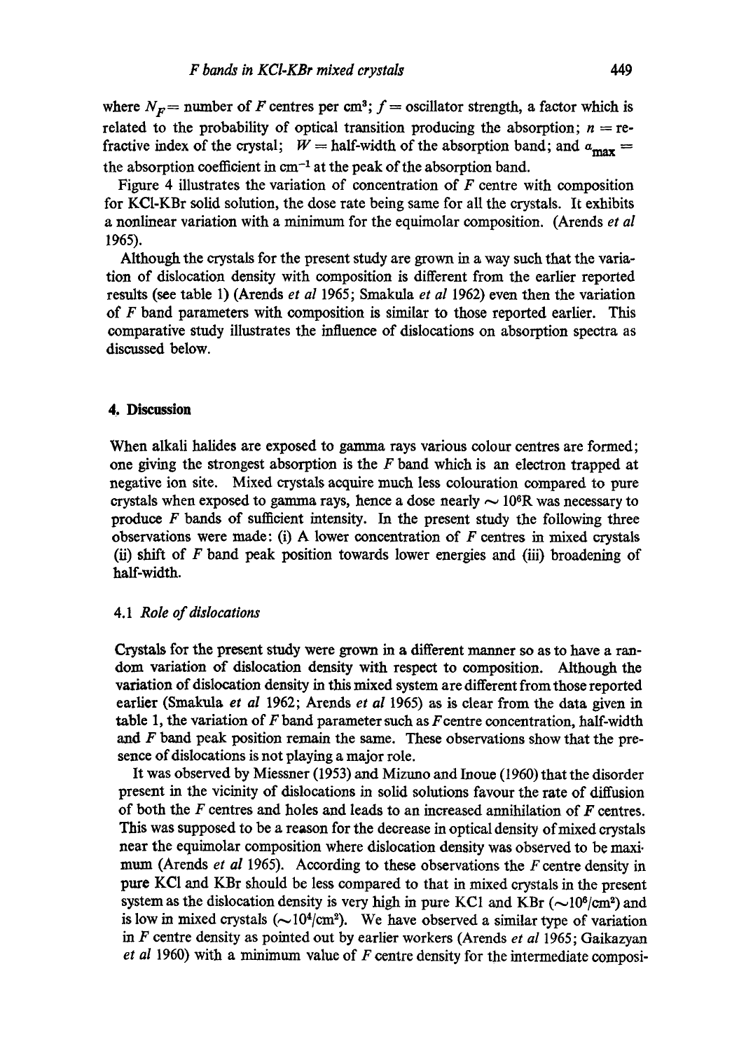where $N_F$ = number of $F$ centres per cm$^3$; $f$ = oscillator strength, a factor which is related to the probability of optical transition producing the absorption; $n$ = refractive index of the crystal; $W$ = half-width of the absorption band; and $\alpha_{max}$ = the absorption coefficient in cm$^{-1}$ at the peak of the absorption band.

Figure 4 illustrates the variation of concentration of $F$ centre with composition for KCl-KBr solid solution, the dose rate being same for all the crystals. It exhibits a nonlinear variation with a minimum for the equimolar composition. (Arends *et al* 1965).

Although the crystals for the present study are grown in a way such that the variation of dislocation density with composition is different from the earlier reported results (see table 1) (Arends *et al* 1965; Smakula *et al* 1962) even then the variation of $F$ band parameters with composition is similar to those reported earlier. This comparative study illustrates the influence of dislocations on absorption spectra as discussed below.

## 4. Discussion

When alkali halides are exposed to gamma rays various colour centres are formed; one giving the strongest absorption is the $F$ band which is an electron trapped at negative ion site. Mixed crystals acquire much less colouration compared to pure crystals when exposed to gamma rays, hence a dose nearly $\sim 10^6$R was necessary to produce $F$ bands of sufficient intensity. In the present study the following three observations were made: (i) A lower concentration of $F$ centres in mixed crystals (ii) shift of $F$ band peak position towards lower energies and (iii) broadening of half-width.

### 4.1 *Role of dislocations*

Crystals for the present study were grown in a different manner so as to have a random variation of dislocation density with respect to composition. Although the variation of dislocation density in this mixed system are different from those reported earlier (Smakula *et al* 1962; Arends *et al* 1965) as is clear from the data given in table 1, the variation of $F$ band parameter such as $F$ centre concentration, half-width and $F$ band peak position remain the same. These observations show that the presence of dislocations is not playing a major role.

It was observed by Miessner (1953) and Mizuno and Inoue (1960) that the disorder present in the vicinity of dislocations in solid solutions favour the rate of diffusion of both the $F$ centres and holes and leads to an increased annihilation of $F$ centres. This was supposed to be a reason for the decrease in optical density of mixed crystals near the equimolar composition where dislocation density was observed to be maximum (Arends *et al* 1965). According to these observations the $F$ centre density in pure KCl and KBr should be less compared to that in mixed crystals in the present system as the dislocation density is very high in pure KCl and KBr ($\sim 10^6$/cm$^2$) and is low in mixed crystals ($\sim 10^4$/cm$^2$). We have observed a similar type of variation in $F$ centre density as pointed out by earlier workers (Arends *et al* 1965; Gaikazyan *et al* 1960) with a minimum value of $F$ centre density for the intermediate composi-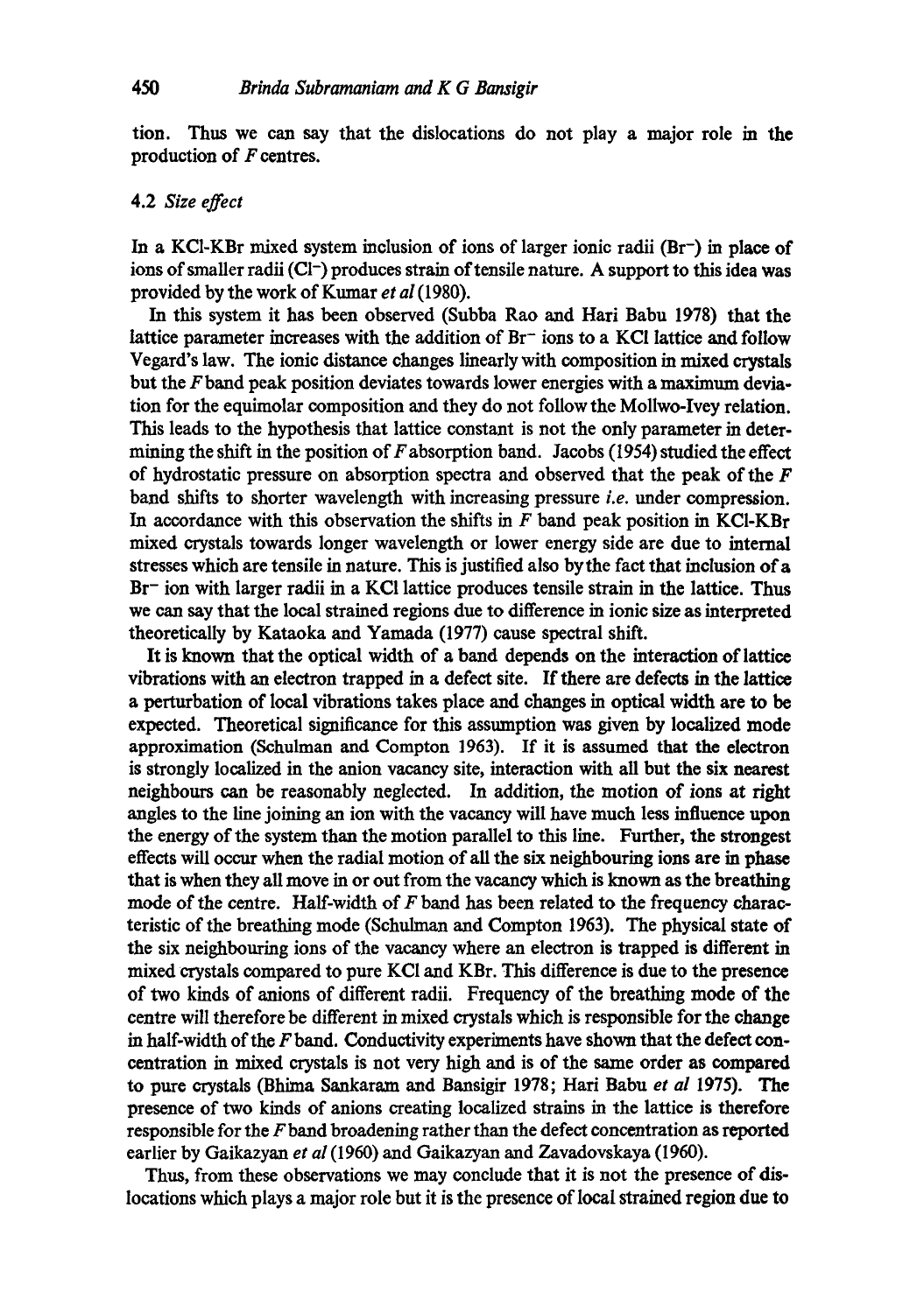tion. Thus we can say that the dislocations do not play a major role in the production of $F$ centres.

### 4.2 *Size effect*

In a KCl-KBr mixed system inclusion of ions of larger ionic radii ($Br^-$) in place of ions of smaller radii ($Cl^-$) produces strain of tensile nature. A support to this idea was provided by the work of Kumar *et al* (1980).

In this system it has been observed (Subba Rao and Hari Babu 1978) that the lattice parameter increases with the addition of $Br^-$ ions to a KCl lattice and follow Vegard's law. The ionic distance changes linearly with composition in mixed crystals but the $F$ band peak position deviates towards lower energies with a maximum deviation for the equimolar composition and they do not follow the Mollwo-Ivey relation. This leads to the hypothesis that lattice constant is not the only parameter in determining the shift in the position of $F$ absorption band. Jacobs (1954) studied the effect of hydrostatic pressure on absorption spectra and observed that the peak of the $F$ band shifts to shorter wavelength with increasing pressure *i.e.* under compression. In accordance with this observation the shifts in $F$ band peak position in KCl-KBr mixed crystals towards longer wavelength or lower energy side are due to internal stresses which are tensile in nature. This is justified also by the fact that inclusion of a $Br^-$ ion with larger radii in a KCl lattice produces tensile strain in the lattice. Thus we can say that the local strained regions due to difference in ionic size as interpreted theoretically by Kataoka and Yamada (1977) cause spectral shift.

It is known that the optical width of a band depends on the interaction of lattice vibrations with an electron trapped in a defect site. If there are defects in the lattice a perturbation of local vibrations takes place and changes in optical width are to be expected. Theoretical significance for this assumption was given by localized mode approximation (Schulman and Compton 1963). If it is assumed that the electron is strongly localized in the anion vacancy site, interaction with all but the six nearest neighbours can be reasonably neglected. In addition, the motion of ions at right angles to the line joining an ion with the vacancy will have much less influence upon the energy of the system than the motion parallel to this line. Further, the strongest effects will occur when the radial motion of all the six neighbouring ions are in phase that is when they all move in or out from the vacancy which is known as the breathing mode of the centre. Half-width of $F$ band has been related to the frequency characteristic of the breathing mode (Schulman and Compton 1963). The physical state of the six neighbouring ions of the vacancy where an electron is trapped is different in mixed crystals compared to pure KCl and KBr. This difference is due to the presence of two kinds of anions of different radii. Frequency of the breathing mode of the centre will therefore be different in mixed crystals which is responsible for the change in half-width of the $F$ band. Conductivity experiments have shown that the defect concentration in mixed crystals is not very high and is of the same order as compared to pure crystals (Bhima Sankaram and Bansigir 1978; Hari Babu *et al* 1975). The presence of two kinds of anions creating localized strains in the lattice is therefore responsible for the $F$ band broadening rather than the defect concentration as reported earlier by Gaikazyan *et al* (1960) and Gaikazyan and Zavadovskaya (1960).

Thus, from these observations we may conclude that it is not the presence of dislocations which plays a major role but it is the presence of local strained region due to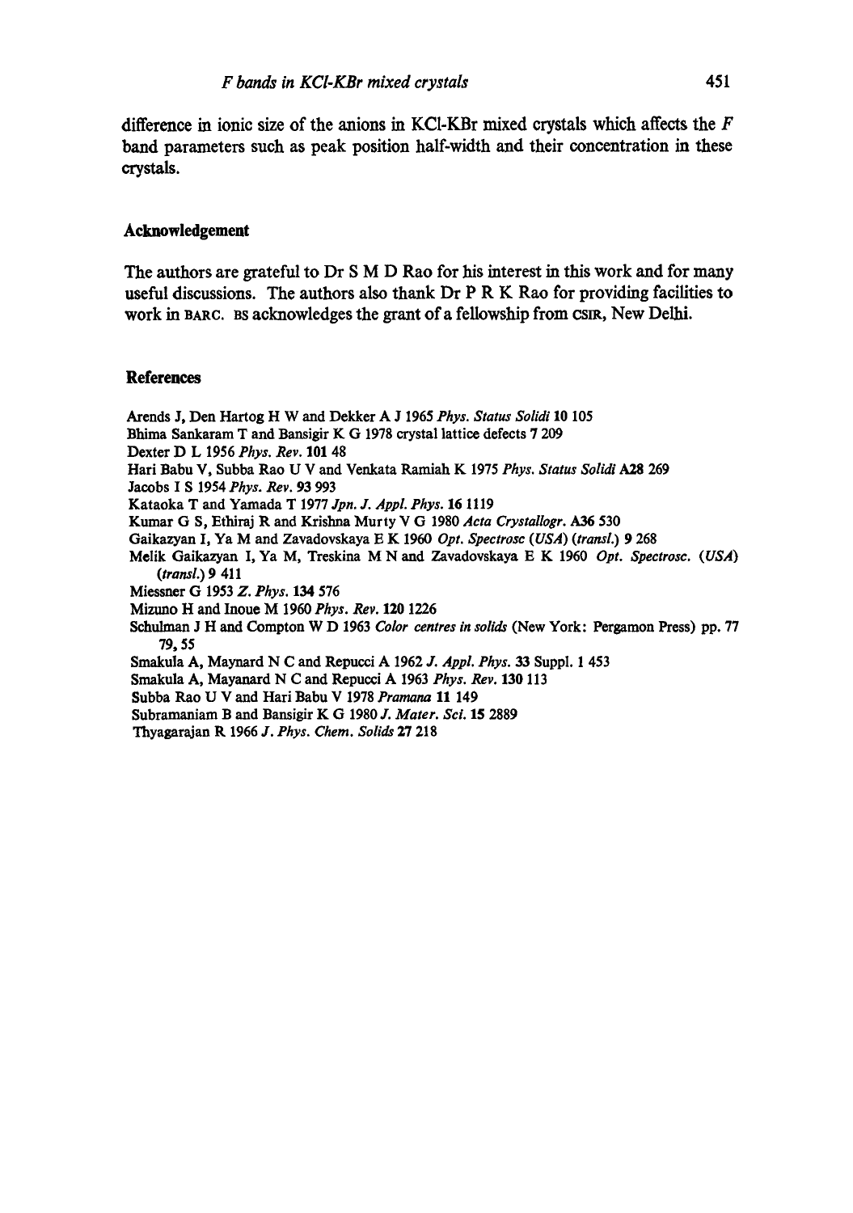difference in ionic size of the anions in KCl-KBr mixed crystals which affects the *F* band parameters such as peak position half-width and their concentration in these crystals.

## Acknowledgement

The authors are grateful to Dr S M D Rao for his interest in this work and for many useful discussions. The authors also thank Dr P R K Rao for providing facilities to work in BARC. BS acknowledges the grant of a fellowship from CSIR, New Delhi.

## References

Arends J, Den Hartog H W and Dekker A J 1965 *Phys. Status Solidi* **10** 105

Bhima Sankaram T and Bansigir K G 1978 crystal lattice defects **7** 209

Dexter D L 1956 *Phys. Rev.* **101** 48

Hari Babu V, Subba Rao U V and Venkata Ramiah K 1975 *Phys. Status Solidi* **A28** 269

Jacobs I S 1954 *Phys. Rev.* **93** 993

Kataoka T and Yamada T 1977 *Jpn. J. Appl. Phys.* **16** 1119

Kumar G S, Ethiraj R and Krishna Murty V G 1980 *Acta Crystallogr.* **A36** 530

Gaikazyan I, Ya M and Zavadovskaya E K 1960 *Opt. Spectrosc (USA) (transl.)* **9** 268

Melik Gaikazyan I, Ya M, Treskina M N and Zavadovskaya E K 1960 *Opt. Spectrosc. (USA) (transl.)* **9** 411

Miessner G 1953 *Z. Phys.* **134** 576

Mizuno H and Inoue M 1960 *Phys. Rev.* **120** 1226

Schulman J H and Compton W D 1963 *Color centres in solids* (New York: Pergamon Press) pp. 77 79, 55

Smakula A, Maynard N C and Repucci A 1962 *J. Appl. Phys.* **33** Suppl. 1 453

Smakula A, Mayanard N C and Repucci A 1963 *Phys. Rev.* **130** 113

Subba Rao U V and Hari Babu V 1978 *Pramana* **11** 149

Subramaniam B and Bansigir K G 1980 *J. Mater. Sci.* **15** 2889

Thyagarajan R 1966 *J. Phys. Chem. Solids* **27** 218